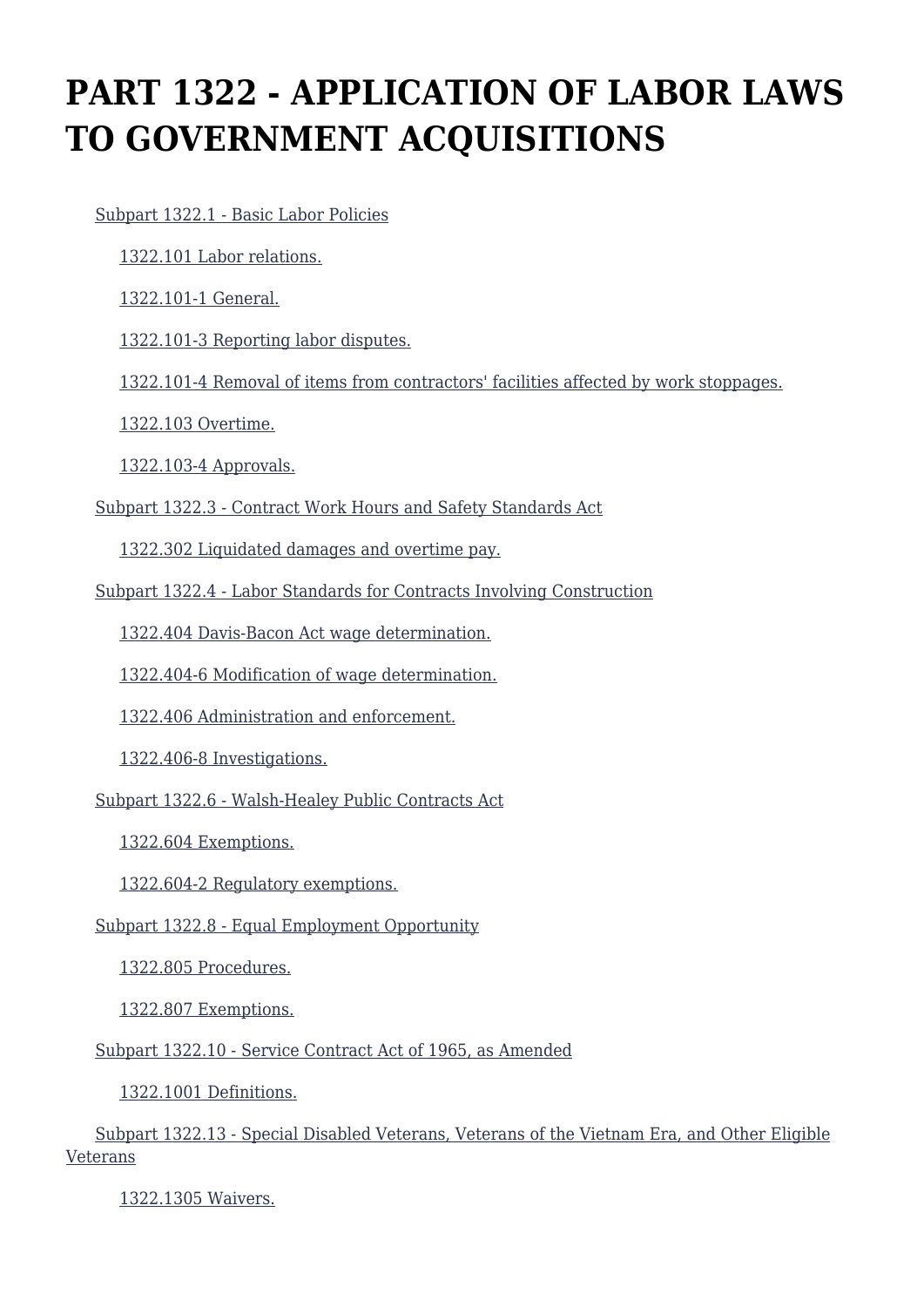# PART 1322 - APPLICATION OF LABOR LAWS TO GOVERNMENT ACQUISITIONS

Subpart 1322.1 - Basic Labor Policies

1322.101 Labor relations.

1322.101-1 General.

1322.101-3 Reporting labor disputes.

1322.101-4 Removal of items from contractors' facilities affected by work stoppages.

1322.103 Overtime.

1322.103-4 Approvals.

Subpart 1322.3 - Contract Work Hours and Safety Standards Act

1322.302 Liquidated damages and overtime pay.

Subpart 1322.4 - Labor Standards for Contracts Involving Construction

1322.404 Davis-Bacon Act wage determination.

1322.404-6 Modification of wage determination.

1322.406 Administration and enforcement.

1322.406-8 Investigations.

Subpart 1322.6 - Walsh-Healey Public Contracts Act

1322.604 Exemptions.

1322.604-2 Regulatory exemptions.

Subpart 1322.8 - Equal Employment Opportunity

1322.805 Procedures.

1322.807 Exemptions.

Subpart 1322.10 - Service Contract Act of 1965, as Amended

1322.1001 Definitions.

Subpart 1322.13 - Special Disabled Veterans, Veterans of the Vietnam Era, and Other Eligible Veterans

1322.1305 Waivers.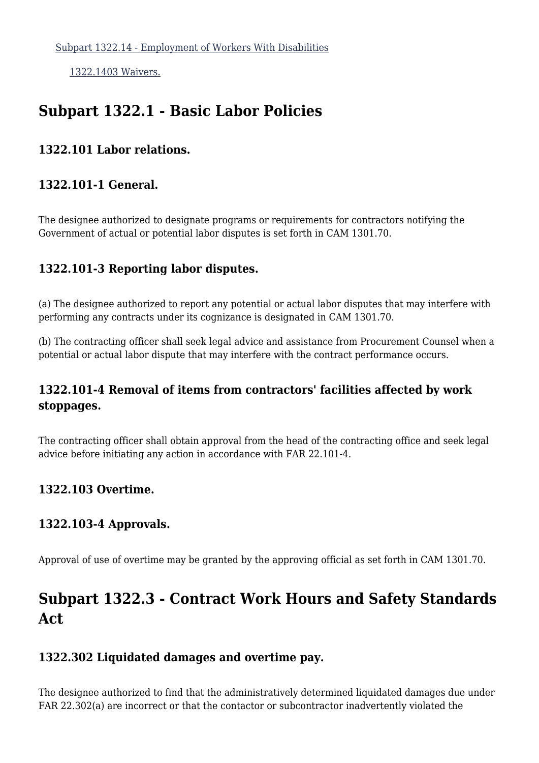Subpart 1322.14 - Employment of Workers With Disabilities

1322.1403 Waivers.

## Subpart 1322.1 - Basic Labor Policies

### 1322.101 Labor relations.

### 1322.101-1 General.

The designee authorized to designate programs or requirements for contractors notifying the Government of actual or potential labor disputes is set forth in CAM 1301.70.

### 1322.101-3 Reporting labor disputes.

(a) The designee authorized to report any potential or actual labor disputes that may interfere with performing any contracts under its cognizance is designated in CAM 1301.70.

(b) The contracting officer shall seek legal advice and assistance from Procurement Counsel when a potential or actual labor dispute that may interfere with the contract performance occurs.

### 1322.101-4 Removal of items from contractors' facilities affected by work stoppages.

The contracting officer shall obtain approval from the head of the contracting office and seek legal advice before initiating any action in accordance with FAR 22.101-4.

### 1322.103 Overtime.

### 1322.103-4 Approvals.

Approval of use of overtime may be granted by the approving official as set forth in CAM 1301.70.

## Subpart 1322.3 - Contract Work Hours and Safety Standards Act

### 1322.302 Liquidated damages and overtime pay.

The designee authorized to find that the administratively determined liquidated damages due under FAR 22.302(a) are incorrect or that the contactor or subcontractor inadvertently violated the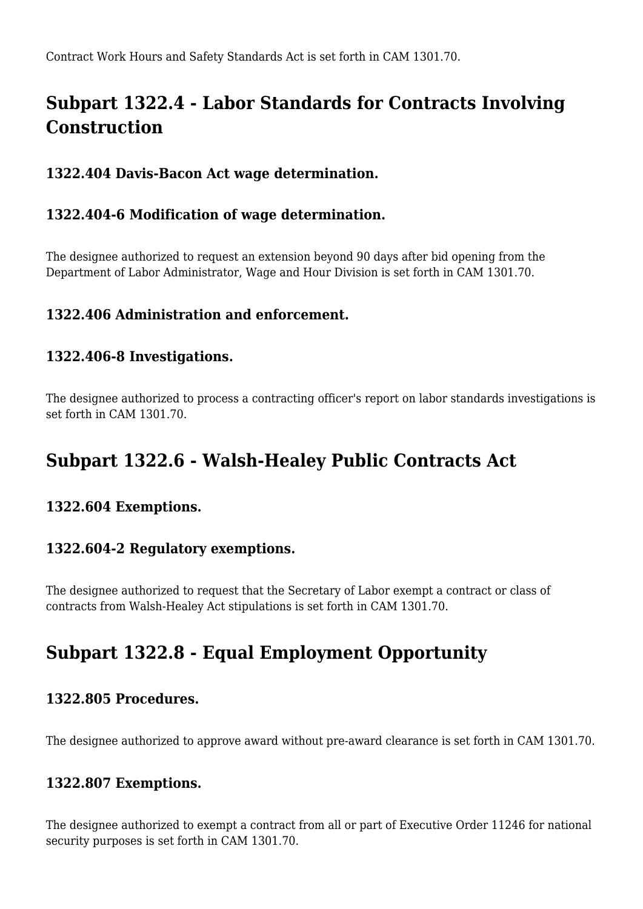Contract Work Hours and Safety Standards Act is set forth in CAM 1301.70.

## Subpart 1322.4 - Labor Standards for Contracts Involving Construction

### 1322.404 Davis-Bacon Act wage determination.

### 1322.404-6 Modification of wage determination.

The designee authorized to request an extension beyond 90 days after bid opening from the Department of Labor Administrator, Wage and Hour Division is set forth in CAM 1301.70.

### 1322.406 Administration and enforcement.

### 1322.406-8 Investigations.

The designee authorized to process a contracting officer's report on labor standards investigations is set forth in CAM 1301.70.

## Subpart 1322.6 - Walsh-Healey Public Contracts Act

### 1322.604 Exemptions.

### 1322.604-2 Regulatory exemptions.

The designee authorized to request that the Secretary of Labor exempt a contract or class of contracts from Walsh-Healey Act stipulations is set forth in CAM 1301.70.

## Subpart 1322.8 - Equal Employment Opportunity

### 1322.805 Procedures.

The designee authorized to approve award without pre-award clearance is set forth in CAM 1301.70.

### 1322.807 Exemptions.

The designee authorized to exempt a contract from all or part of Executive Order 11246 for national security purposes is set forth in CAM 1301.70.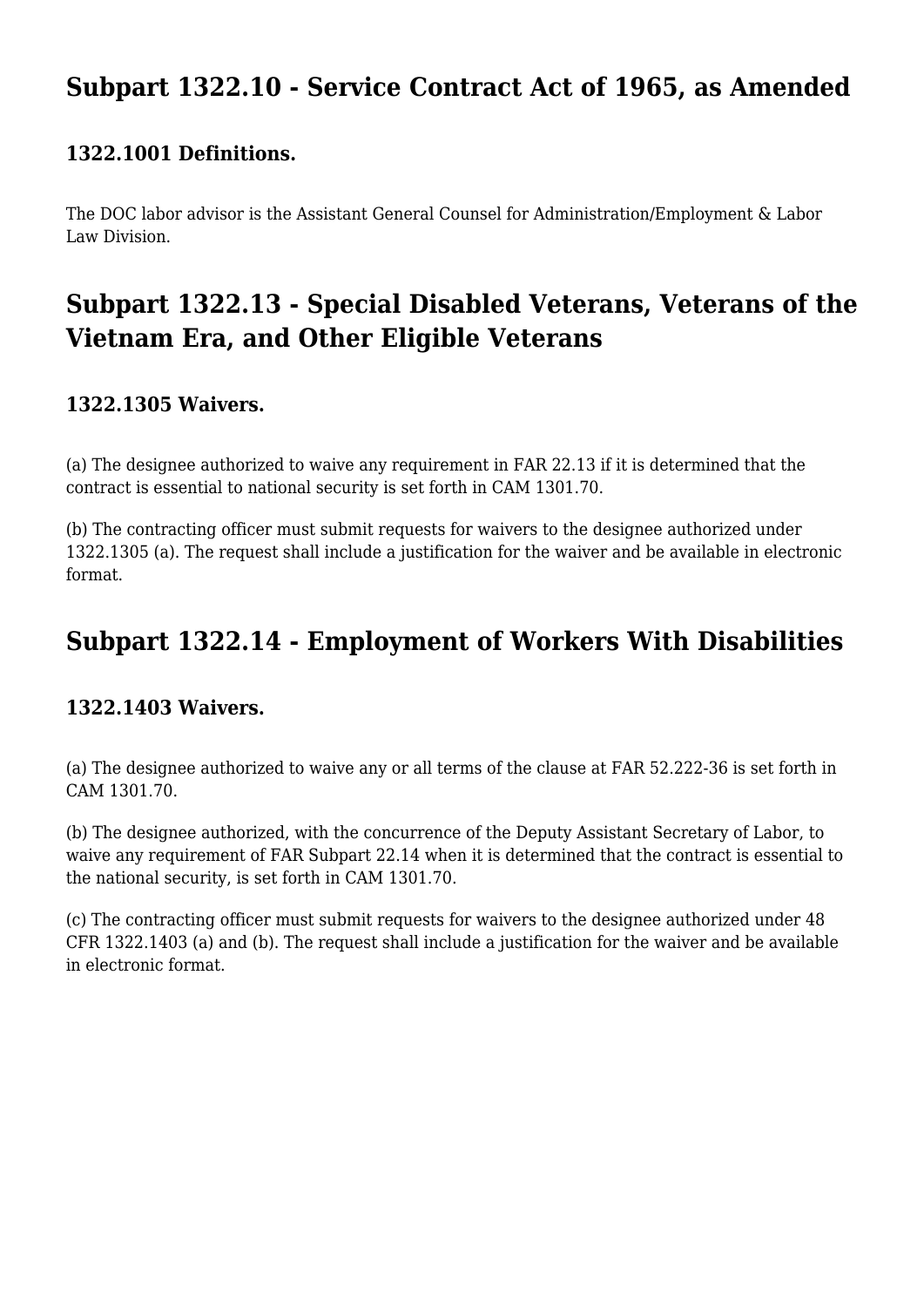## Subpart 1322.10 - Service Contract Act of 1965, as Amended

### 1322.1001 Definitions.

The DOC labor advisor is the Assistant General Counsel for Administration/Employment & Labor Law Division.

## Subpart 1322.13 - Special Disabled Veterans, Veterans of the Vietnam Era, and Other Eligible Veterans

### 1322.1305 Waivers.

(a) The designee authorized to waive any requirement in FAR 22.13 if it is determined that the contract is essential to national security is set forth in CAM 1301.70.

(b) The contracting officer must submit requests for waivers to the designee authorized under 1322.1305 (a). The request shall include a justification for the waiver and be available in electronic format.

## Subpart 1322.14 - Employment of Workers With Disabilities

### 1322.1403 Waivers.

(a) The designee authorized to waive any or all terms of the clause at FAR 52.222-36 is set forth in CAM 1301.70.

(b) The designee authorized, with the concurrence of the Deputy Assistant Secretary of Labor, to waive any requirement of FAR Subpart 22.14 when it is determined that the contract is essential to the national security, is set forth in CAM 1301.70.

(c) The contracting officer must submit requests for waivers to the designee authorized under 48 CFR 1322.1403 (a) and (b). The request shall include a justification for the waiver and be available in electronic format.